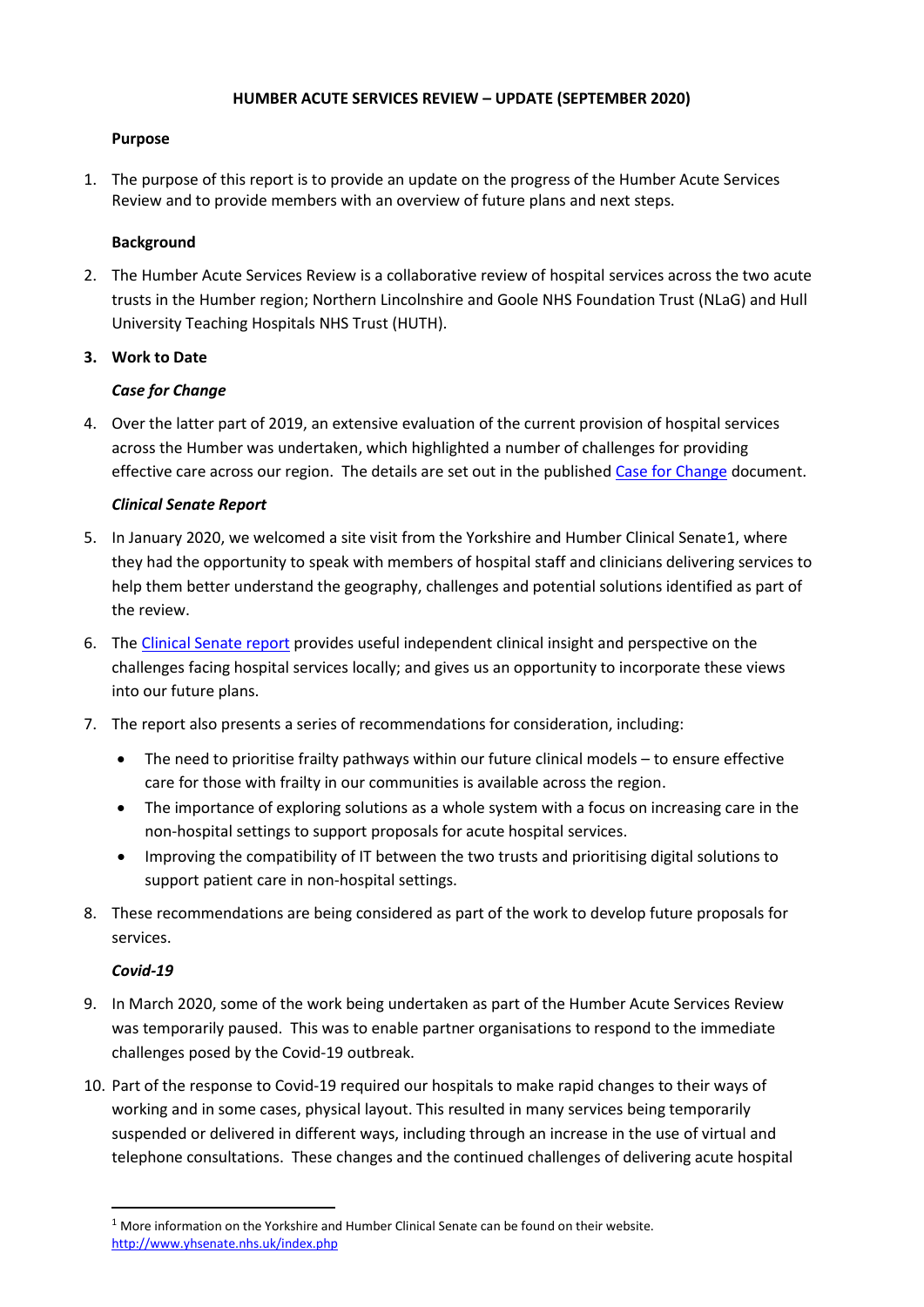# HUMBER ACUTE SERVICES REVIEW – UPDATE (SEPTEMBER 2020)

**Purpose**

1. The purpose of this report is to provide an update on the progress of the Humber Acute Services Review and to provide members with an overview of future plans and next steps.

**Background**

2. The Humber Acute Services Review is a collaborative review of hospital services across the two acute trusts in the Humber region; Northern Lincolnshire and Goole NHS Foundation Trust (NLaG) and Hull University Teaching Hospitals NHS Trust (HUTH).

3. **Work to Date**

***Case for Change***

4. Over the latter part of 2019, an extensive evaluation of the current provision of hospital services across the Humber was undertaken, which highlighted a number of challenges for providing effective care across our region. The details are set out in the published Case for Change document.

***Clinical Senate Report***

5. In January 2020, we welcomed a site visit from the Yorkshire and Humber Clinical Senate[1], where they had the opportunity to speak with members of hospital staff and clinicians delivering services to help them better understand the geography, challenges and potential solutions identified as part of the review.

6. The Clinical Senate report provides useful independent clinical insight and perspective on the challenges facing hospital services locally; and gives us an opportunity to incorporate these views into our future plans.

7. The report also presents a series of recommendations for consideration, including:
   - The need to prioritise frailty pathways within our future clinical models – to ensure effective care for those with frailty in our communities is available across the region.
   - The importance of exploring solutions as a whole system with a focus on increasing care in the non-hospital settings to support proposals for acute hospital services.
   - Improving the compatibility of IT between the two trusts and prioritising digital solutions to support patient care in non-hospital settings.

8. These recommendations are being considered as part of the work to develop future proposals for services.

***Covid-19***

9. In March 2020, some of the work being undertaken as part of the Humber Acute Services Review was temporarily paused. This was to enable partner organisations to respond to the immediate challenges posed by the Covid-19 outbreak.

10. Part of the response to Covid-19 required our hospitals to make rapid changes to their ways of working and in some cases, physical layout. This resulted in many services being temporarily suspended or delivered in different ways, including through an increase in the use of virtual and telephone consultations. These changes and the continued challenges of delivering acute hospital

---

[1] More information on the Yorkshire and Humber Clinical Senate can be found on their website. http://www.yhsenate.nhs.uk/index.php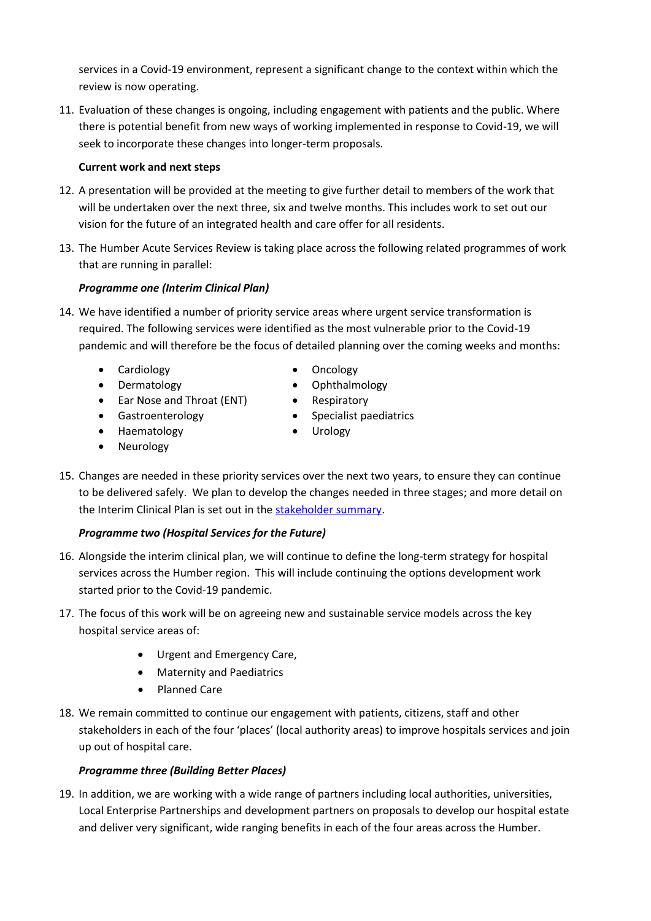services in a Covid-19 environment, represent a significant change to the context within which the review is now operating.

11. Evaluation of these changes is ongoing, including engagement with patients and the public. Where there is potential benefit from new ways of working implemented in response to Covid-19, we will seek to incorporate these changes into longer-term proposals.

**Current work and next steps**

12. A presentation will be provided at the meeting to give further detail to members of the work that will be undertaken over the next three, six and twelve months. This includes work to set out our vision for the future of an integrated health and care offer for all residents.

13. The Humber Acute Services Review is taking place across the following related programmes of work that are running in parallel:

***Programme one (Interim Clinical Plan)***

14. We have identified a number of priority service areas where urgent service transformation is required. The following services were identified as the most vulnerable prior to the Covid-19 pandemic and will therefore be the focus of detailed planning over the coming weeks and months:

    - Cardiology
    - Dermatology
    - Ear Nose and Throat (ENT)
    - Gastroenterology
    - Haematology
    - Neurology
    - Oncology
    - Ophthalmology
    - Respiratory
    - Specialist paediatrics
    - Urology

15. Changes are needed in these priority services over the next two years, to ensure they can continue to be delivered safely. We plan to develop the changes needed in three stages; and more detail on the Interim Clinical Plan is set out in the stakeholder summary.

***Programme two (Hospital Services for the Future)***

16. Alongside the interim clinical plan, we will continue to define the long-term strategy for hospital services across the Humber region. This will include continuing the options development work started prior to the Covid-19 pandemic.

17. The focus of this work will be on agreeing new and sustainable service models across the key hospital service areas of:

    - Urgent and Emergency Care,
    - Maternity and Paediatrics
    - Planned Care

18. We remain committed to continue our engagement with patients, citizens, staff and other stakeholders in each of the four 'places' (local authority areas) to improve hospitals services and join up out of hospital care.

***Programme three (Building Better Places)***

19. In addition, we are working with a wide range of partners including local authorities, universities, Local Enterprise Partnerships and development partners on proposals to develop our hospital estate and deliver very significant, wide ranging benefits in each of the four areas across the Humber.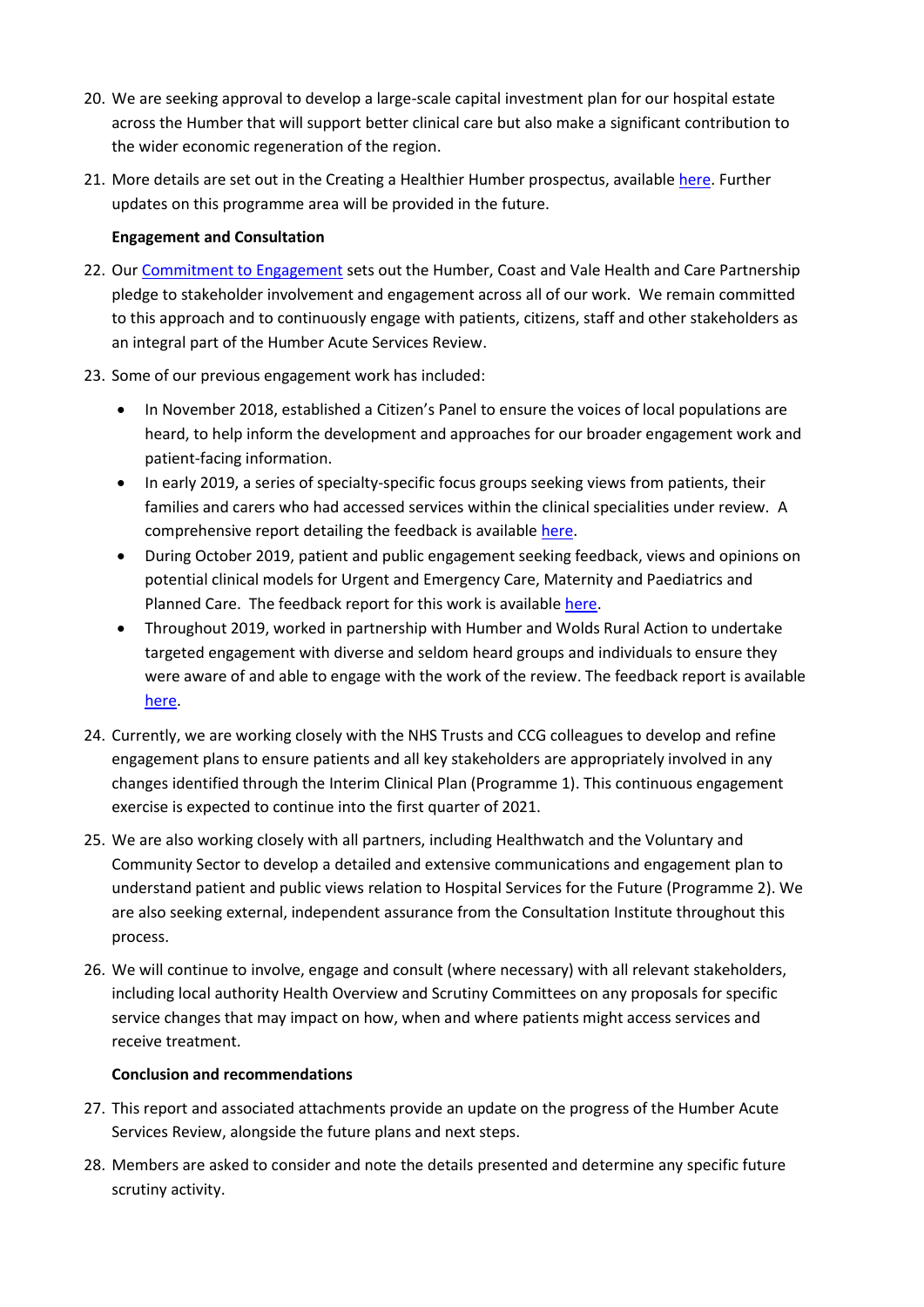20. We are seeking approval to develop a large-scale capital investment plan for our hospital estate across the Humber that will support better clinical care but also make a significant contribution to the wider economic regeneration of the region.

21. More details are set out in the Creating a Healthier Humber prospectus, available here. Further updates on this programme area will be provided in the future.

**Engagement and Consultation**

22. Our Commitment to Engagement sets out the Humber, Coast and Vale Health and Care Partnership pledge to stakeholder involvement and engagement across all of our work. We remain committed to this approach and to continuously engage with patients, citizens, staff and other stakeholders as an integral part of the Humber Acute Services Review.

23. Some of our previous engagement work has included:
    - In November 2018, established a Citizen's Panel to ensure the voices of local populations are heard, to help inform the development and approaches for our broader engagement work and patient-facing information.
    - In early 2019, a series of specialty-specific focus groups seeking views from patients, their families and carers who had accessed services within the clinical specialities under review. A comprehensive report detailing the feedback is available here.
    - During October 2019, patient and public engagement seeking feedback, views and opinions on potential clinical models for Urgent and Emergency Care, Maternity and Paediatrics and Planned Care. The feedback report for this work is available here.
    - Throughout 2019, worked in partnership with Humber and Wolds Rural Action to undertake targeted engagement with diverse and seldom heard groups and individuals to ensure they were aware of and able to engage with the work of the review. The feedback report is available here.

24. Currently, we are working closely with the NHS Trusts and CCG colleagues to develop and refine engagement plans to ensure patients and all key stakeholders are appropriately involved in any changes identified through the Interim Clinical Plan (Programme 1). This continuous engagement exercise is expected to continue into the first quarter of 2021.

25. We are also working closely with all partners, including Healthwatch and the Voluntary and Community Sector to develop a detailed and extensive communications and engagement plan to understand patient and public views relation to Hospital Services for the Future (Programme 2). We are also seeking external, independent assurance from the Consultation Institute throughout this process.

26. We will continue to involve, engage and consult (where necessary) with all relevant stakeholders, including local authority Health Overview and Scrutiny Committees on any proposals for specific service changes that may impact on how, when and where patients might access services and receive treatment.

**Conclusion and recommendations**

27. This report and associated attachments provide an update on the progress of the Humber Acute Services Review, alongside the future plans and next steps.

28. Members are asked to consider and note the details presented and determine any specific future scrutiny activity.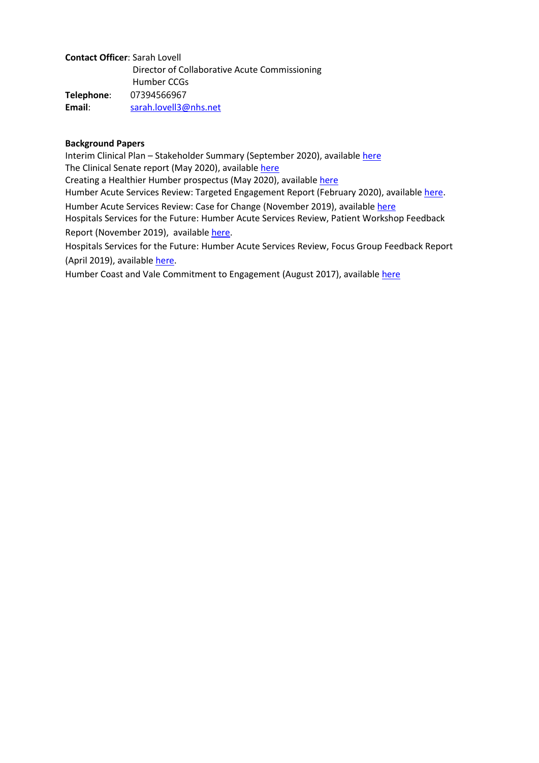**Contact Officer**: Sarah Lovell
Director of Collaborative Acute Commissioning
Humber CCGs
**Telephone**: 07394566967
**Email**: sarah.lovell3@nhs.net

**Background Papers**

Interim Clinical Plan – Stakeholder Summary (September 2020), available here
The Clinical Senate report (May 2020), available here
Creating a Healthier Humber prospectus (May 2020), available here
Humber Acute Services Review: Targeted Engagement Report (February 2020), available here.
Humber Acute Services Review: Case for Change (November 2019), available here
Hospitals Services for the Future: Humber Acute Services Review, Patient Workshop Feedback Report (November 2019), available here.
Hospitals Services for the Future: Humber Acute Services Review, Focus Group Feedback Report (April 2019), available here.
Humber Coast and Vale Commitment to Engagement (August 2017), available here